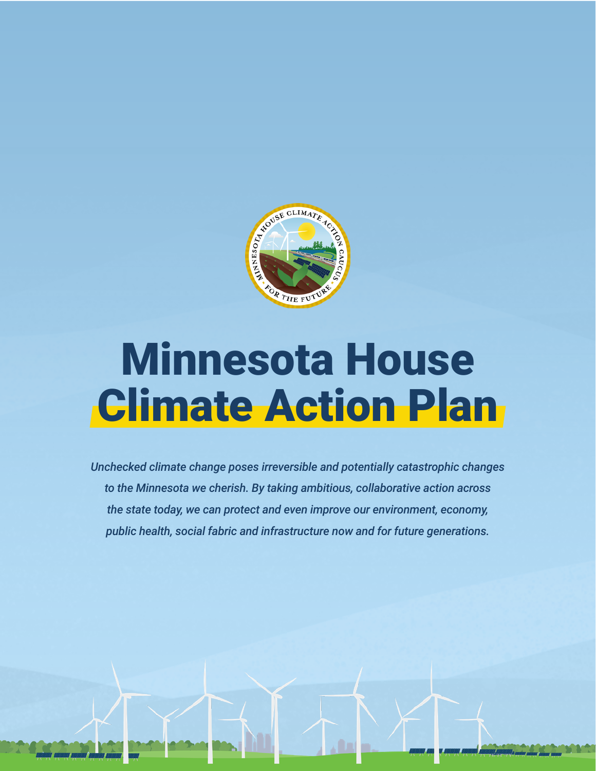# Minnesota House Climate Action Plan

*Unchecked climate change poses irreversible and potentially catastrophic changes to the Minnesota we cherish. By taking ambitious, collaborative action across the state today, we can protect and even improve our environment, economy, public health, social fabric and infrastructure now and for future generations.*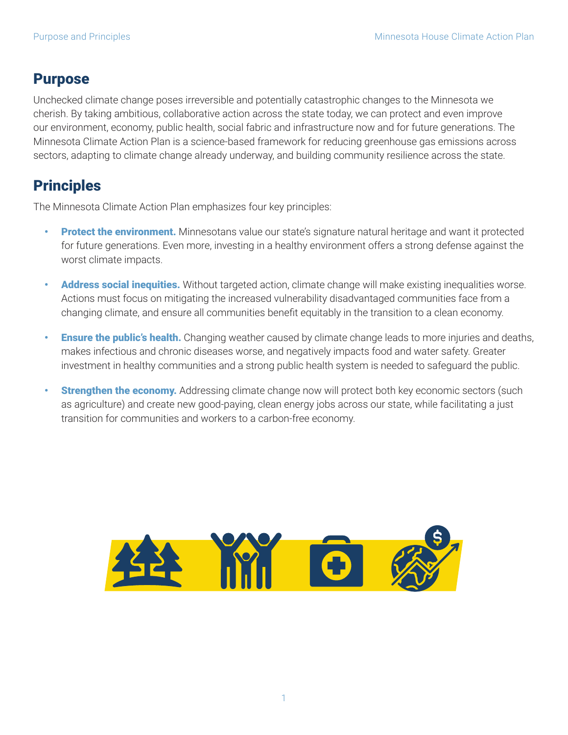## Purpose

Unchecked climate change poses irreversible and potentially catastrophic changes to the Minnesota we cherish. By taking ambitious, collaborative action across the state today, we can protect and even improve our environment, economy, public health, social fabric and infrastructure now and for future generations. The Minnesota Climate Action Plan is a science-based framework for reducing greenhouse gas emissions across sectors, adapting to climate change already underway, and building community resilience across the state.

## Principles

The Minnesota Climate Action Plan emphasizes four key principles:

- **Protect the environment.** Minnesotans value our state's signature natural heritage and want it protected for future generations. Even more, investing in a healthy environment offers a strong defense against the worst climate impacts.
- **Address social inequities.** Without targeted action, climate change will make existing inequalities worse. Actions must focus on mitigating the increased vulnerability disadvantaged communities face from a changing climate, and ensure all communities benefit equitably in the transition to a clean economy.
- **Ensure the public's health.** Changing weather caused by climate change leads to more injuries and deaths, makes infectious and chronic diseases worse, and negatively impacts food and water safety. Greater investment in healthy communities and a strong public health system is needed to safeguard the public.
- **Strengthen the economy.** Addressing climate change now will protect both key economic sectors (such as agriculture) and create new good-paying, clean energy jobs across our state, while facilitating a just transition for communities and workers to a carbon-free economy.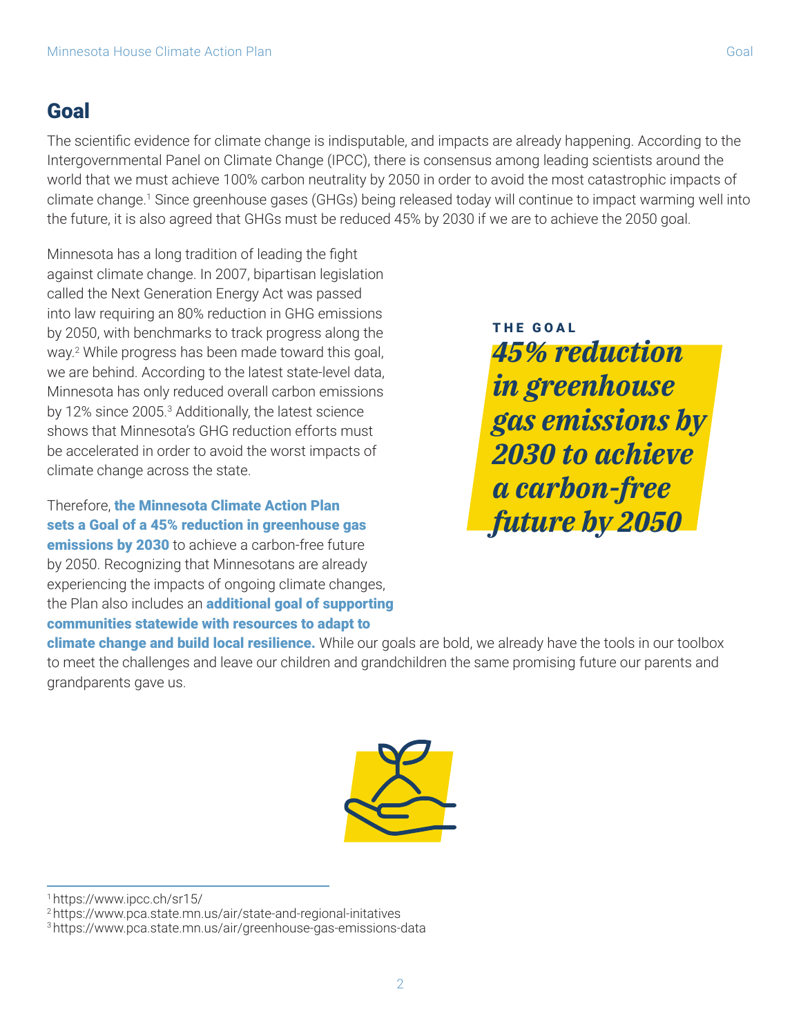# Goal

The scientific evidence for climate change is indisputable, and impacts are already happening. According to the Intergovernmental Panel on Climate Change (IPCC), there is consensus among leading scientists around the world that we must achieve 100% carbon neutrality by 2050 in order to avoid the most catastrophic impacts of climate change.[1] Since greenhouse gases (GHGs) being released today will continue to impact warming well into the future, it is also agreed that GHGs must be reduced 45% by 2030 if we are to achieve the 2050 goal.

Minnesota has a long tradition of leading the fight against climate change. In 2007, bipartisan legislation called the Next Generation Energy Act was passed into law requiring an 80% reduction in GHG emissions by 2050, with benchmarks to track progress along the way.[2] While progress has been made toward this goal, we are behind. According to the latest state-level data, Minnesota has only reduced overall carbon emissions by 12% since 2005.[3] Additionally, the latest science shows that Minnesota's GHG reduction efforts must be accelerated in order to avoid the worst impacts of climate change across the state.

**THE GOAL**

***45% reduction in greenhouse gas emissions by 2030 to achieve a carbon-free future by 2050***

Therefore, **the Minnesota Climate Action Plan sets a Goal of a 45% reduction in greenhouse gas emissions by 2030** to achieve a carbon-free future by 2050. Recognizing that Minnesotans are already experiencing the impacts of ongoing climate changes, the Plan also includes an **additional goal of supporting communities statewide with resources to adapt to climate change and build local resilience.** While our goals are bold, we already have the tools in our toolbox to meet the challenges and leave our children and grandchildren the same promising future our parents and grandparents gave us.

[1] https://www.ipcc.ch/sr15/

[2] https://www.pca.state.mn.us/air/state-and-regional-initatives

[3] https://www.pca.state.mn.us/air/greenhouse-gas-emissions-data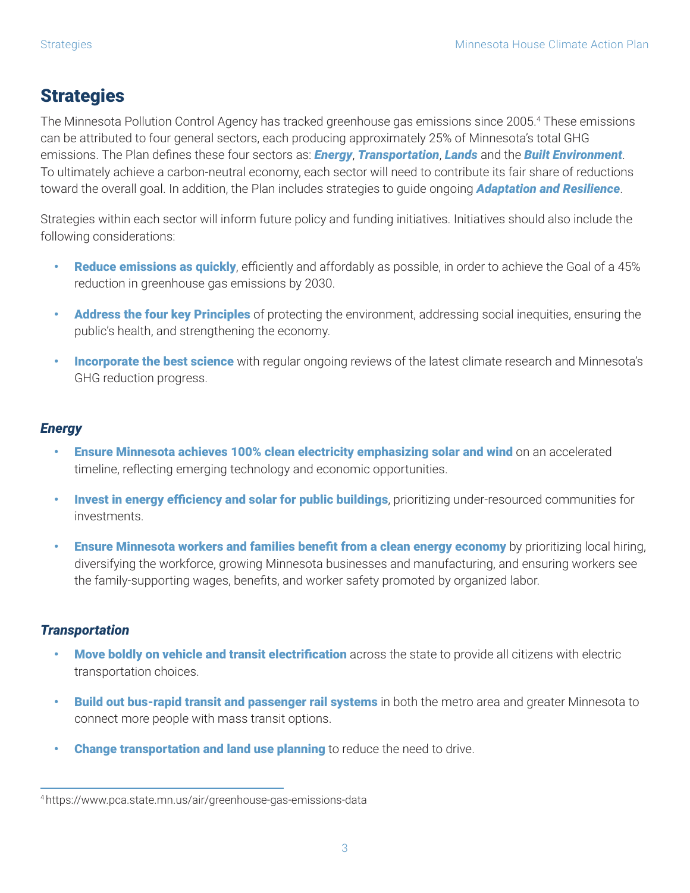## Strategies

The Minnesota Pollution Control Agency has tracked greenhouse gas emissions since 2005.[4] These emissions can be attributed to four general sectors, each producing approximately 25% of Minnesota's total GHG emissions. The Plan defines these four sectors as: ***Energy***, ***Transportation***, ***Lands*** and the ***Built Environment***. To ultimately achieve a carbon-neutral economy, each sector will need to contribute its fair share of reductions toward the overall goal. In addition, the Plan includes strategies to guide ongoing ***Adaptation and Resilience***.

Strategies within each sector will inform future policy and funding initiatives. Initiatives should also include the following considerations:

- **Reduce emissions as quickly**, efficiently and affordably as possible, in order to achieve the Goal of a 45% reduction in greenhouse gas emissions by 2030.
- **Address the four key Principles** of protecting the environment, addressing social inequities, ensuring the public's health, and strengthening the economy.
- **Incorporate the best science** with regular ongoing reviews of the latest climate research and Minnesota's GHG reduction progress.

### *Energy*

- **Ensure Minnesota achieves 100% clean electricity emphasizing solar and wind** on an accelerated timeline, reflecting emerging technology and economic opportunities.
- **Invest in energy efficiency and solar for public buildings**, prioritizing under-resourced communities for investments.
- **Ensure Minnesota workers and families benefit from a clean energy economy** by prioritizing local hiring, diversifying the workforce, growing Minnesota businesses and manufacturing, and ensuring workers see the family-supporting wages, benefits, and worker safety promoted by organized labor.

### *Transportation*

- **Move boldly on vehicle and transit electrification** across the state to provide all citizens with electric transportation choices.
- **Build out bus-rapid transit and passenger rail systems** in both the metro area and greater Minnesota to connect more people with mass transit options.
- **Change transportation and land use planning** to reduce the need to drive.

---

[4] https://www.pca.state.mn.us/air/greenhouse-gas-emissions-data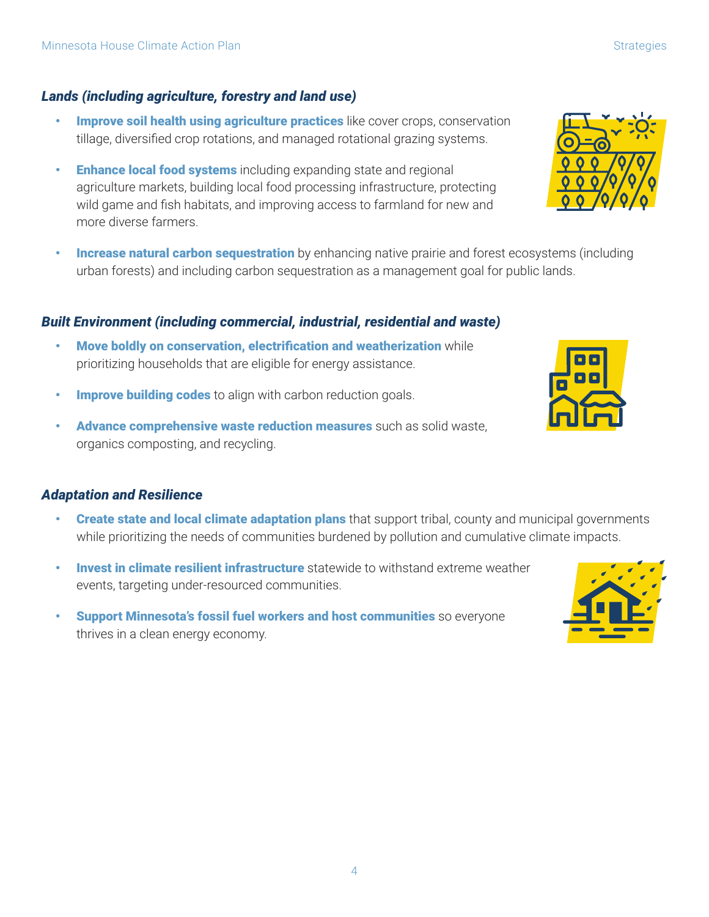### *Lands (including agriculture, forestry and land use)*

- **Improve soil health using agriculture practices** like cover crops, conservation tillage, diversified crop rotations, and managed rotational grazing systems.
- **Enhance local food systems** including expanding state and regional agriculture markets, building local food processing infrastructure, protecting wild game and fish habitats, and improving access to farmland for new and more diverse farmers.
- **Increase natural carbon sequestration** by enhancing native prairie and forest ecosystems (including urban forests) and including carbon sequestration as a management goal for public lands.

### *Built Environment (including commercial, industrial, residential and waste)*

- **Move boldly on conservation, electrification and weatherization** while prioritizing households that are eligible for energy assistance.
- **Improve building codes** to align with carbon reduction goals.
- **Advance comprehensive waste reduction measures** such as solid waste, organics composting, and recycling.

### *Adaptation and Resilience*

- **Create state and local climate adaptation plans** that support tribal, county and municipal governments while prioritizing the needs of communities burdened by pollution and cumulative climate impacts.
- **Invest in climate resilient infrastructure** statewide to withstand extreme weather events, targeting under-resourced communities.
- **Support Minnesota's fossil fuel workers and host communities** so everyone thrives in a clean energy economy.